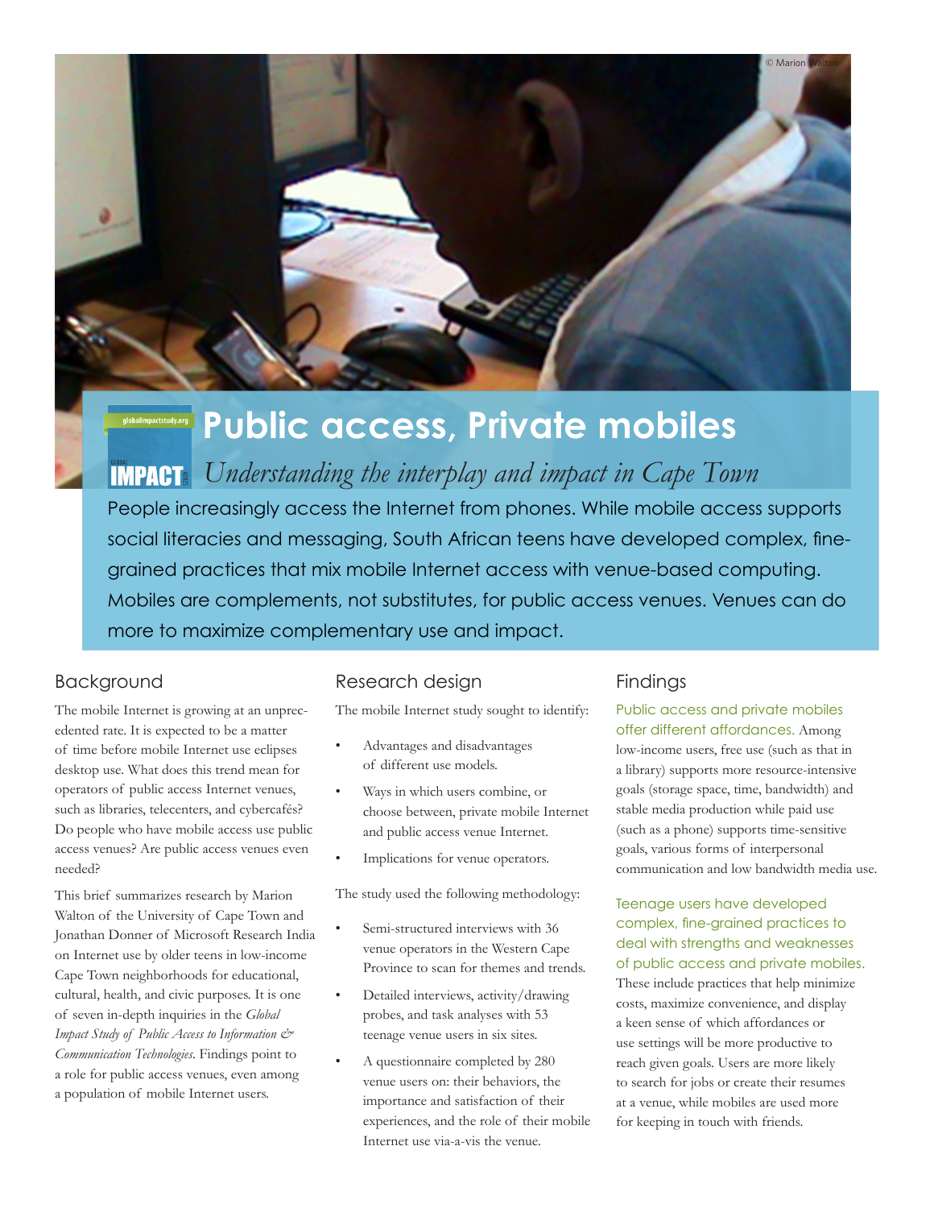# Public access, Private mobiles

*Understanding the interplay and impact in Cape Town*

People increasingly access the Internet from phones. While mobile access supports social literacies and messaging, South African teens have developed complex, fine-grained practices that mix mobile Internet access with venue-based computing. Mobiles are complements, not substitutes, for public access venues. Venues can do more to maximize complementary use and impact.

## Background

The mobile Internet is growing at an unprecedented rate. It is expected to be a matter of time before mobile Internet use eclipses desktop use. What does this trend mean for operators of public access Internet venues, such as libraries, telecenters, and cybercafés? Do people who have mobile access use public access venues? Are public access venues even needed?

This brief summarizes research by Marion Walton of the University of Cape Town and Jonathan Donner of Microsoft Research India on Internet use by older teens in low-income Cape Town neighborhoods for educational, cultural, health, and civic purposes. It is one of seven in-depth inquiries in the *Global Impact Study of Public Access to Information & Communication Technologies*. Findings point to a role for public access venues, even among a population of mobile Internet users.

## Research design

The mobile Internet study sought to identify:

- Advantages and disadvantages of different use models.
- Ways in which users combine, or choose between, private mobile Internet and public access venue Internet.
- Implications for venue operators.

The study used the following methodology:

- Semi-structured interviews with 36 venue operators in the Western Cape Province to scan for themes and trends.
- Detailed interviews, activity/drawing probes, and task analyses with 53 teenage venue users in six sites.
- A questionnaire completed by 280 venue users on: their behaviors, the importance and satisfaction of their experiences, and the role of their mobile Internet use via-a-vis the venue.

## Findings

**Public access and private mobiles offer different affordances.** Among low-income users, free use (such as that in a library) supports more resource-intensive goals (storage space, time, bandwidth) and stable media production while paid use (such as a phone) supports time-sensitive goals, various forms of interpersonal communication and low bandwidth media use.

**Teenage users have developed complex, fine-grained practices to deal with strengths and weaknesses of public access and private mobiles.** These include practices that help minimize costs, maximize convenience, and display a keen sense of which affordances or use settings will be more productive to reach given goals. Users are more likely to search for jobs or create their resumes at a venue, while mobiles are used more for keeping in touch with friends.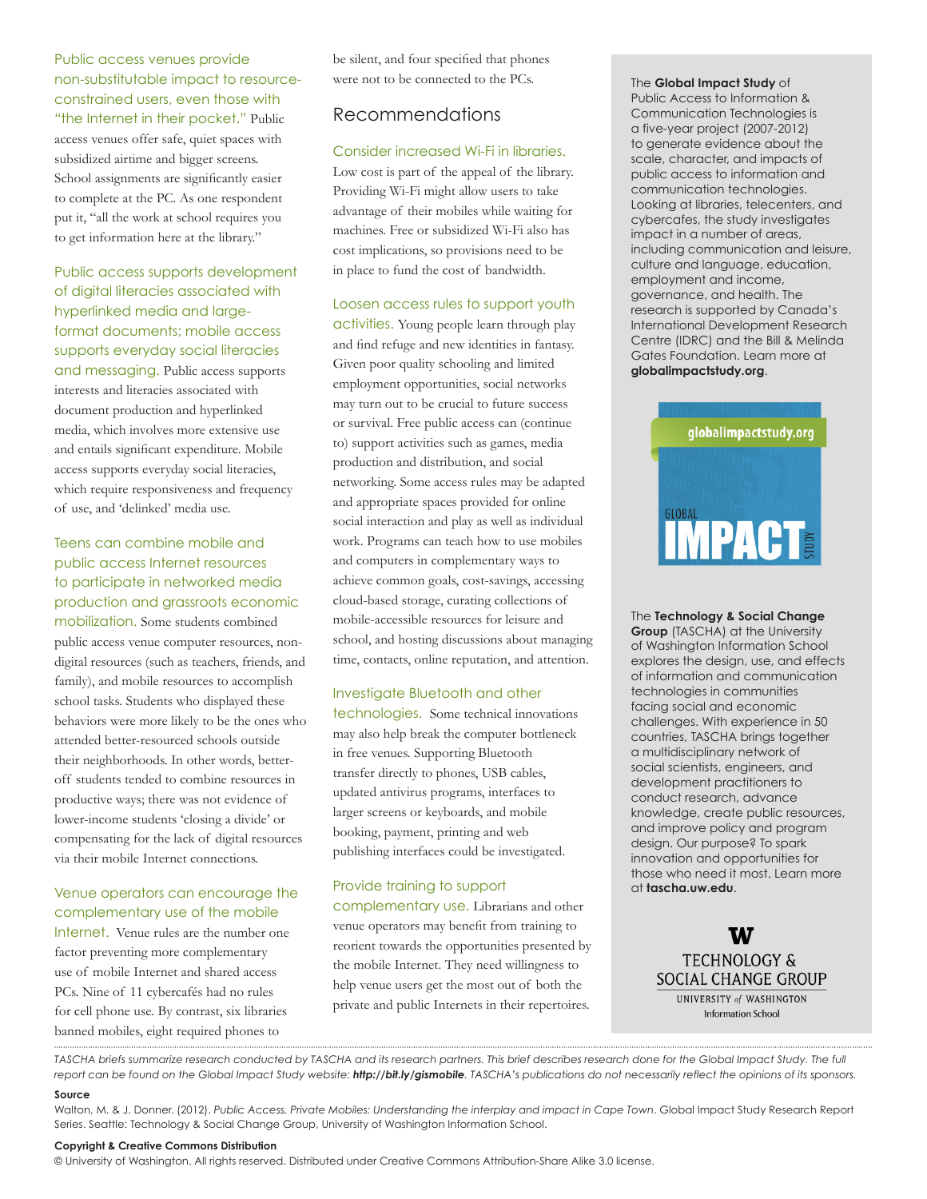**Public access venues provide non-substitutable impact to resource-constrained users, even those with "the Internet in their pocket."** Public access venues offer safe, quiet spaces with subsidized airtime and bigger screens. School assignments are significantly easier to complete at the PC. As one respondent put it, "all the work at school requires you to get information here at the library."

**Public access supports development of digital literacies associated with hyperlinked media and large-format documents; mobile access supports everyday social literacies and messaging.** Public access supports interests and literacies associated with document production and hyperlinked media, which involves more extensive use and entails significant expenditure. Mobile access supports everyday social literacies, which require responsiveness and frequency of use, and 'delinked' media use.

**Teens can combine mobile and public access Internet resources to participate in networked media production and grassroots economic mobilization.** Some students combined public access venue computer resources, non-digital resources (such as teachers, friends, and family), and mobile resources to accomplish school tasks. Students who displayed these behaviors were more likely to be the ones who attended better-resourced schools outside their neighborhoods. In other words, better-off students tended to combine resources in productive ways; there was not evidence of lower-income students 'closing a divide' or compensating for the lack of digital resources via their mobile Internet connections.

**Venue operators can encourage the complementary use of the mobile Internet.** Venue rules are the number one factor preventing more complementary use of mobile Internet and shared access PCs. Nine of 11 cybercafés had no rules for cell phone use. By contrast, six libraries banned mobiles, eight required phones to be silent, and four specified that phones were not to be connected to the PCs.

## Recommendations

**Consider increased Wi-Fi in libraries.** Low cost is part of the appeal of the library. Providing Wi-Fi might allow users to take advantage of their mobiles while waiting for machines. Free or subsidized Wi-Fi also has cost implications, so provisions need to be in place to fund the cost of bandwidth.

**Loosen access rules to support youth activities.** Young people learn through play and find refuge and new identities in fantasy. Given poor quality schooling and limited employment opportunities, social networks may turn out to be crucial to future success or survival. Free public access can (continue to) support activities such as games, media production and distribution, and social networking. Some access rules may be adapted and appropriate spaces provided for online social interaction and play as well as individual work. Programs can teach how to use mobiles and computers in complementary ways to achieve common goals, cost-savings, accessing cloud-based storage, curating collections of mobile-accessible resources for leisure and school, and hosting discussions about managing time, contacts, online reputation, and attention.

**Investigate Bluetooth and other technologies.** Some technical innovations may also help break the computer bottleneck in free venues. Supporting Bluetooth transfer directly to phones, USB cables, updated antivirus programs, interfaces to larger screens or keyboards, and mobile booking, payment, printing and web publishing interfaces could be investigated.

**Provide training to support complementary use.** Librarians and other venue operators may benefit from training to reorient towards the opportunities presented by the mobile Internet. They need willingness to help venue users get the most out of both the private and public Internets in their repertoires.

The **Global Impact Study** of Public Access to Information & Communication Technologies is a five-year project (2007-2012) to generate evidence about the scale, character, and impacts of public access to information and communication technologies. Looking at libraries, telecenters, and cybercafes, the study investigates impact in a number of areas, including communication and leisure, culture and language, education, employment and income, governance, and health. The research is supported by Canada's International Development Research Centre (IDRC) and the Bill & Melinda Gates Foundation. Learn more at **globalimpactstudy.org**.

globalimpactstudy.org

GLOBAL IMPACT STUDY

The **Technology & Social Change Group** (TASCHA) at the University of Washington Information School explores the design, use, and effects of information and communication technologies in communities facing social and economic challenges. With experience in 50 countries, TASCHA brings together a multidisciplinary network of social scientists, engineers, and development practitioners to conduct research, advance knowledge, create public resources, and improve policy and program design. Our purpose? To spark innovation and opportunities for those who need it most. Learn more at **tascha.uw.edu**.

W
TECHNOLOGY & SOCIAL CHANGE GROUP
UNIVERSITY *of* WASHINGTON
Information School

*TASCHA briefs summarize research conducted by TASCHA and its research partners. This brief describes research done for the Global Impact Study. The full report can be found on the Global Impact Study website: **http://bit.ly/gismobile**. TASCHA's publications do not necessarily reflect the opinions of its sponsors.*

**Source**

Walton, M. & J. Donner. (2012). *Public Access, Private Mobiles: Understanding the interplay and impact in Cape Town*. Global Impact Study Research Report Series. Seattle: Technology & Social Change Group, University of Washington Information School.

**Copyright & Creative Commons Distribution**

© University of Washington. All rights reserved. Distributed under Creative Commons Attribution-Share Alike 3.0 license.